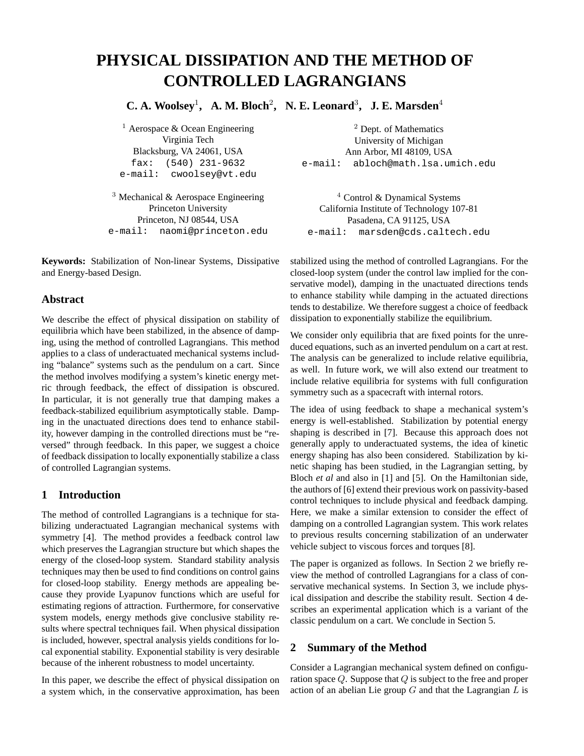# PHYSICAL DISSIPATION AND THE METHOD OF CONTROLLED LAGRANGIANS

**C. A. Woolsey[1], A. M. Bloch[2], N. E. Leonard[3], J. E. Marsden[4]**

[1] Aerospace & Ocean Engineering
Virginia Tech
Blacksburg, VA 24061, USA
fax: (540) 231-9632
e-mail: cwoolsey@vt.edu

[2] Dept. of Mathematics
University of Michigan
Ann Arbor, MI 48109, USA
e-mail: abloch@math.lsa.umich.edu

[3] Mechanical & Aerospace Engineering
Princeton University
Princeton, NJ 08544, USA
e-mail: naomi@princeton.edu

[4] Control & Dynamical Systems
California Institute of Technology 107-81
Pasadena, CA 91125, USA
e-mail: marsden@cds.caltech.edu

**Keywords:** Stabilization of Non-linear Systems, Dissipative and Energy-based Design.

## Abstract

We describe the effect of physical dissipation on stability of equilibria which have been stabilized, in the absence of damping, using the method of controlled Lagrangians. This method applies to a class of underactuated mechanical systems including "balance" systems such as the pendulum on a cart. Since the method involves modifying a system's kinetic energy metric through feedback, the effect of dissipation is obscured. In particular, it is not generally true that damping makes a feedback-stabilized equilibrium asymptotically stable. Damping in the unactuated directions does tend to enhance stability, however damping in the controlled directions must be "reversed" through feedback. In this paper, we suggest a choice of feedback dissipation to locally exponentially stabilize a class of controlled Lagrangian systems.

## 1 Introduction

The method of controlled Lagrangians is a technique for stabilizing underactuated Lagrangian mechanical systems with symmetry [4]. The method provides a feedback control law which preserves the Lagrangian structure but which shapes the energy of the closed-loop system. Standard stability analysis techniques may then be used to find conditions on control gains for closed-loop stability. Energy methods are appealing because they provide Lyapunov functions which are useful for estimating regions of attraction. Furthermore, for conservative system models, energy methods give conclusive stability results where spectral techniques fail. When physical dissipation is included, however, spectral analysis yields conditions for local exponential stability. Exponential stability is very desirable because of the inherent robustness to model uncertainty.

In this paper, we describe the effect of physical dissipation on a system which, in the conservative approximation, has been stabilized using the method of controlled Lagrangians. For the closed-loop system (under the control law implied for the conservative model), damping in the unactuated directions tends to enhance stability while damping in the actuated directions tends to destabilize. We therefore suggest a choice of feedback dissipation to exponentially stabilize the equilibrium.

We consider only equilibria that are fixed points for the unreduced equations, such as an inverted pendulum on a cart at rest. The analysis can be generalized to include relative equilibria, as well. In future work, we will also extend our treatment to include relative equilibria for systems with full configuration symmetry such as a spacecraft with internal rotors.

The idea of using feedback to shape a mechanical system's energy is well-established. Stabilization by potential energy shaping is described in [7]. Because this approach does not generally apply to underactuated systems, the idea of kinetic energy shaping has also been considered. Stabilization by kinetic shaping has been studied, in the Lagrangian setting, by Bloch *et al* and also in [1] and [5]. On the Hamiltonian side, the authors of [6] extend their previous work on passivity-based control techniques to include physical and feedback damping. Here, we make a similar extension to consider the effect of damping on a controlled Lagrangian system. This work relates to previous results concerning stabilization of an underwater vehicle subject to viscous forces and torques [8].

The paper is organized as follows. In Section 2 we briefly review the method of controlled Lagrangians for a class of conservative mechanical systems. In Section 3, we include physical dissipation and describe the stability result. Section 4 describes an experimental application which is a variant of the classic pendulum on a cart. We conclude in Section 5.

## 2 Summary of the Method

Consider a Lagrangian mechanical system defined on configuration space $Q$. Suppose that $Q$ is subject to the free and proper action of an abelian Lie group $G$ and that the Lagrangian $L$ is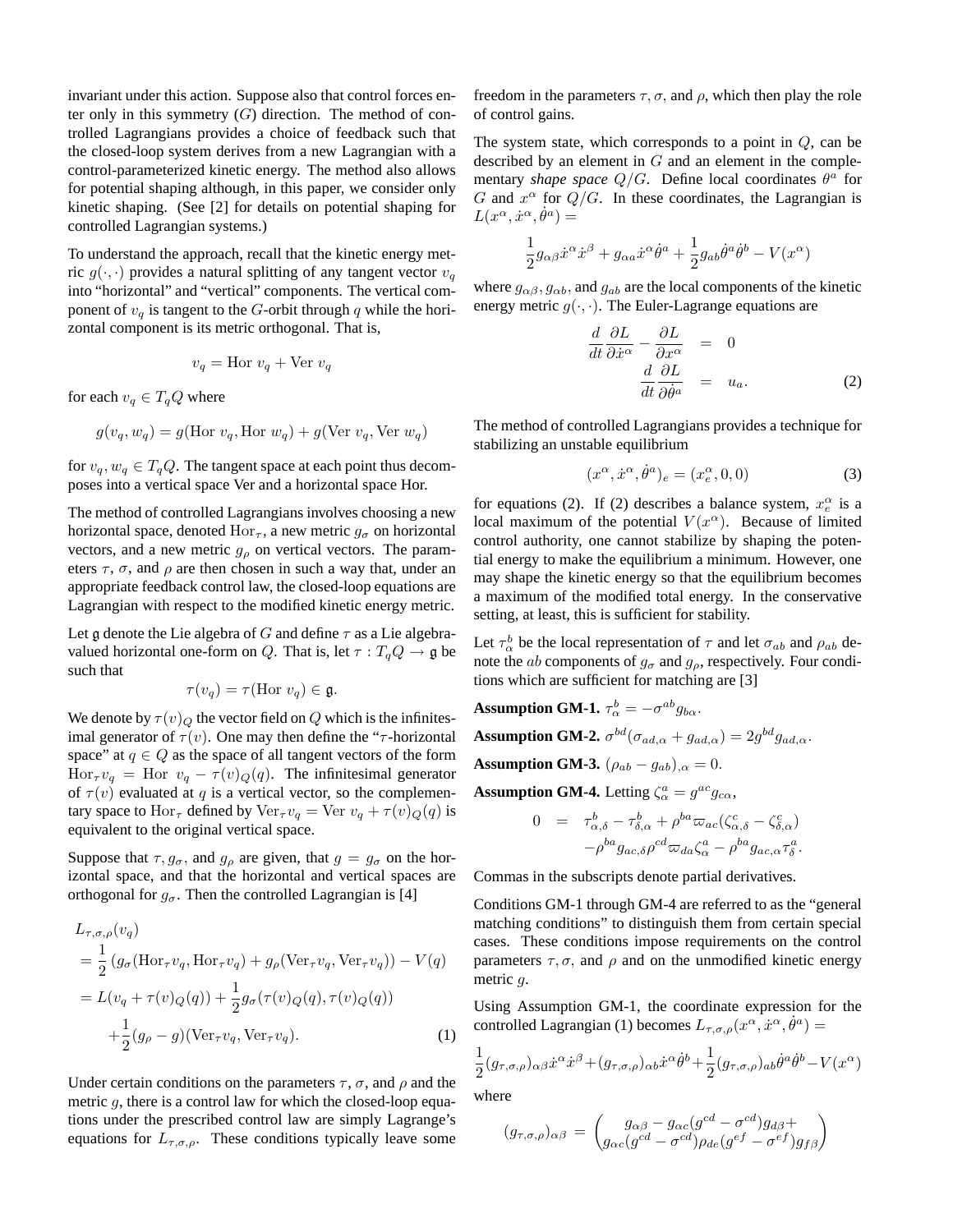invariant under this action. Suppose also that control forces enter only in this symmetry ($G$) direction. The method of controlled Lagrangians provides a choice of feedback such that the closed-loop system derives from a new Lagrangian with a control-parameterized kinetic energy. The method also allows for potential shaping although, in this paper, we consider only kinetic shaping. (See [2] for details on potential shaping for controlled Lagrangian systems.)

To understand the approach, recall that the kinetic energy metric $g(\cdot,\cdot)$ provides a natural splitting of any tangent vector $v_q$ into "horizontal" and "vertical" components. The vertical component of $v_q$ is tangent to the $G$-orbit through $q$ while the horizontal component is its metric orthogonal. That is,

$$v_q = \text{Hor } v_q + \text{Ver } v_q$$

for each $v_q \in T_qQ$ where

$$g(v_q, w_q) = g(\text{Hor } v_q, \text{Hor } w_q) + g(\text{Ver } v_q, \text{Ver } w_q)$$

for $v_q, w_q \in T_qQ$. The tangent space at each point thus decomposes into a vertical space Ver and a horizontal space Hor.

The method of controlled Lagrangians involves choosing a new horizontal space, denoted $\text{Hor}_\tau$, a new metric $g_\sigma$ on horizontal vectors, and a new metric $g_\rho$ on vertical vectors. The parameters $\tau$, $\sigma$, and $\rho$ are then chosen in such a way that, under an appropriate feedback control law, the closed-loop equations are Lagrangian with respect to the modified kinetic energy metric.

Let $\mathfrak{g}$ denote the Lie algebra of $G$ and define $\tau$ as a Lie algebra-valued horizontal one-form on $Q$. That is, let $\tau : T_qQ \to \mathfrak{g}$ be such that

$$\tau(v_q) = \tau(\text{Hor } v_q) \in \mathfrak{g}.$$

We denote by $\tau(v)_Q$ the vector field on $Q$ which is the infinitesimal generator of $\tau(v)$. One may then define the "$\tau$-horizontal space" at $q \in Q$ as the space of all tangent vectors of the form $\text{Hor}_\tau v_q = \text{Hor } v_q - \tau(v)_Q(q)$. The infinitesimal generator of $\tau(v)$ evaluated at $q$ is a vertical vector, so the complementary space to $\text{Hor}_\tau$ defined by $\text{Ver}_\tau v_q = \text{Ver } v_q + \tau(v)_Q(q)$ is equivalent to the original vertical space.

Suppose that $\tau, g_\sigma$, and $g_\rho$ are given, that $g = g_\sigma$ on the horizontal space, and that the horizontal and vertical spaces are orthogonal for $g_\sigma$. Then the controlled Lagrangian is [4]

$$\begin{aligned}
&L_{\tau,\sigma,\rho}(v_q) \\
&= \frac{1}{2}\left(g_\sigma(\text{Hor}_\tau v_q, \text{Hor}_\tau v_q) + g_\rho(\text{Ver}_\tau v_q, \text{Ver}_\tau v_q)\right) - V(q) \\
&= L(v_q + \tau(v)_Q(q)) + \frac{1}{2} g_\sigma(\tau(v)_Q(q), \tau(v)_Q(q)) \\
&\quad + \frac{1}{2}(g_\rho - g)(\text{Ver}_\tau v_q, \text{Ver}_\tau v_q). \qquad (1)
\end{aligned}$$

Under certain conditions on the parameters $\tau$, $\sigma$, and $\rho$ and the metric $g$, there is a control law for which the closed-loop equations under the prescribed control law are simply Lagrange's equations for $L_{\tau,\sigma,\rho}$. These conditions typically leave some freedom in the parameters $\tau, \sigma$, and $\rho$, which then play the role of control gains.

The system state, which corresponds to a point in $Q$, can be described by an element in $G$ and an element in the complementary *shape space* $Q/G$. Define local coordinates $\theta^a$ for $G$ and $x^\alpha$ for $Q/G$. In these coordinates, the Lagrangian is $L(x^\alpha, \dot{x}^\alpha, \dot{\theta}^a) =$

$$\frac{1}{2} g_{\alpha\beta} \dot{x}^\alpha \dot{x}^\beta + g_{\alpha a} \dot{x}^\alpha \dot{\theta}^a + \frac{1}{2} g_{ab} \dot{\theta}^a \dot{\theta}^b - V(x^\alpha)$$

where $g_{\alpha\beta}$, $g_{\alpha b}$, and $g_{ab}$ are the local components of the kinetic energy metric $g(\cdot,\cdot)$. The Euler-Lagrange equations are

$$\begin{aligned}
\frac{d}{dt}\frac{\partial L}{\partial \dot{x}^\alpha} - \frac{\partial L}{\partial x^\alpha} &= 0 \\
\frac{d}{dt}\frac{\partial L}{\partial \dot{\theta}^a} &= u_a. \qquad (2)
\end{aligned}$$

The method of controlled Lagrangians provides a technique for stabilizing an unstable equilibrium

$$(x^\alpha, \dot{x}^\alpha, \dot{\theta}^a)_e = (x_e^\alpha, 0, 0) \qquad (3)$$

for equations (2). If (2) describes a balance system, $x_e^\alpha$ is a local maximum of the potential $V(x^\alpha)$. Because of limited control authority, one cannot stabilize by shaping the potential energy to make the equilibrium a minimum. However, one may shape the kinetic energy so that the equilibrium becomes a maximum of the modified total energy. In the conservative setting, at least, this is sufficient for stability.

Let $\tau_\alpha^b$ be the local representation of $\tau$ and let $\sigma_{ab}$ and $\rho_{ab}$ denote the $ab$ components of $g_\sigma$ and $g_\rho$, respectively. Four conditions which are sufficient for matching are [3]

**Assumption GM-1.** $\tau_\alpha^b = -\sigma^{ab} g_{b\alpha}$.

**Assumption GM-2.** $\sigma^{bd}(\sigma_{ad,\alpha} + g_{ad,\alpha}) = 2g^{bd} g_{ad,\alpha}$.

**Assumption GM-3.** $(\rho_{ab} - g_{ab})_{,\alpha} = 0$.

**Assumption GM-4.** Letting $\zeta_\alpha^a = g^{ac} g_{c\alpha}$,

$$\begin{aligned}
0 &= \tau_{\alpha,\delta}^b - \tau_{\delta,\alpha}^b + \rho^{ba} \varpi_{ac} (\zeta_{\alpha,\delta}^c - \zeta_{\delta,\alpha}^c) \\
&\quad - \rho^{ba} g_{ac,\delta} \rho^{cd} \varpi_{da} \zeta_\alpha^a - \rho^{ba} g_{ac,\alpha} \tau_\delta^a.
\end{aligned}$$

Commas in the subscripts denote partial derivatives.

Conditions GM-1 through GM-4 are referred to as the "general matching conditions" to distinguish them from certain special cases. These conditions impose requirements on the control parameters $\tau, \sigma$, and $\rho$ and on the unmodified kinetic energy metric $g$.

Using Assumption GM-1, the coordinate expression for the controlled Lagrangian (1) becomes $L_{\tau,\sigma,\rho}(x^\alpha, \dot{x}^\alpha, \dot{\theta}^a) =$

$$\frac{1}{2}(g_{\tau,\sigma,\rho})_{\alpha\beta} \dot{x}^\alpha \dot{x}^\beta + (g_{\tau,\sigma,\rho})_{\alpha b} \dot{x}^\alpha \dot{\theta}^b + \frac{1}{2}(g_{\tau,\sigma,\rho})_{ab} \dot{\theta}^a \dot{\theta}^b - V(x^\alpha)$$

where

$$(g_{\tau,\sigma,\rho})_{\alpha\beta} = \begin{pmatrix} g_{\alpha\beta} - g_{\alpha c}(g^{cd} - \sigma^{cd}) g_{d\beta} + \\ g_{\alpha c}(g^{cd} - \sigma^{cd}) \rho_{de} (g^{ef} - \sigma^{ef}) g_{f\beta} \end{pmatrix}$$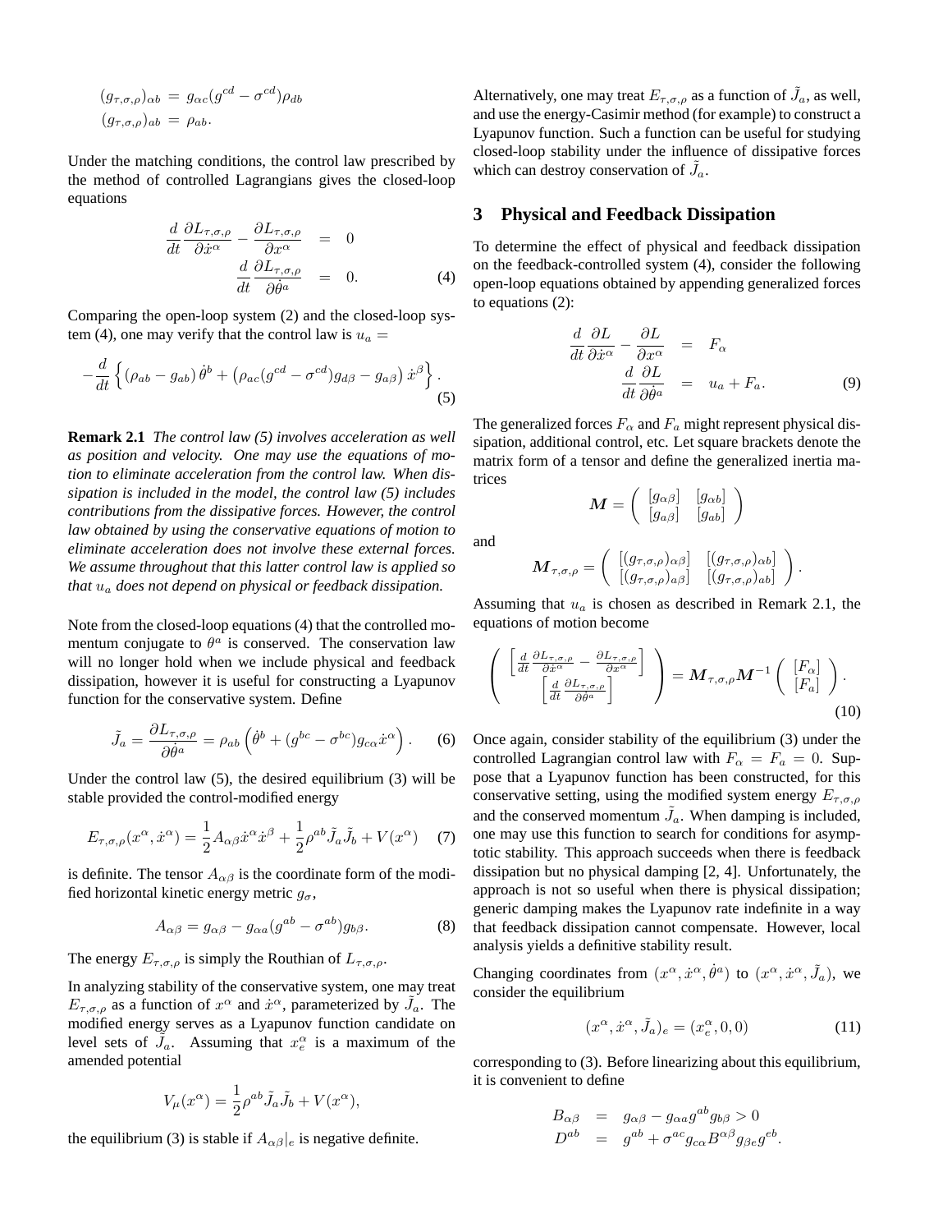$$
\begin{aligned}
(g_{\tau,\sigma,\rho})_{\alpha b} &= g_{\alpha c}(g^{cd} - \sigma^{cd})\rho_{db} \\
(g_{\tau,\sigma,\rho})_{ab} &= \rho_{ab}.
\end{aligned}
$$

Under the matching conditions, the control law prescribed by the method of controlled Lagrangians gives the closed-loop equations

$$
\begin{aligned}
\frac{d}{dt}\frac{\partial L_{\tau,\sigma,\rho}}{\partial \dot{x}^\alpha} - \frac{\partial L_{\tau,\sigma,\rho}}{\partial x^\alpha} &= 0 \\
\frac{d}{dt}\frac{\partial L_{\tau,\sigma,\rho}}{\partial \dot{\theta}^a} &= 0.
\end{aligned} \tag{4}
$$

Comparing the open-loop system (2) and the closed-loop system (4), one may verify that the control law is $u_a =$

$$
-\frac{d}{dt}\left\{ (\rho_{ab} - g_{ab})\,\dot{\theta}^b + \left(\rho_{ac}(g^{cd} - \sigma^{cd})g_{d\beta} - g_{a\beta}\right)\dot{x}^\beta \right\}. \tag{5}
$$

**Remark 2.1** *The control law (5) involves acceleration as well as position and velocity. One may use the equations of motion to eliminate acceleration from the control law. When dissipation is included in the model, the control law (5) includes contributions from the dissipative forces. However, the control law obtained by using the conservative equations of motion to eliminate acceleration does not involve these external forces. We assume throughout that this latter control law is applied so that $u_a$ does not depend on physical or feedback dissipation.*

Note from the closed-loop equations (4) that the controlled momentum conjugate to $\theta^a$ is conserved. The conservation law will no longer hold when we include physical and feedback dissipation, however it is useful for constructing a Lyapunov function for the conservative system. Define

$$
\tilde{J}_a = \frac{\partial L_{\tau,\sigma,\rho}}{\partial \dot{\theta}^a} = \rho_{ab}\left(\dot{\theta}^b + (g^{bc} - \sigma^{bc})g_{c\alpha}\dot{x}^\alpha\right). \tag{6}
$$

Under the control law (5), the desired equilibrium (3) will be stable provided the control-modified energy

$$
E_{\tau,\sigma,\rho}(x^\alpha, \dot{x}^\alpha) = \frac{1}{2}A_{\alpha\beta}\dot{x}^\alpha\dot{x}^\beta + \frac{1}{2}\rho^{ab}\tilde{J}_a\tilde{J}_b + V(x^\alpha) \tag{7}
$$

is definite. The tensor $A_{\alpha\beta}$ is the coordinate form of the modified horizontal kinetic energy metric $g_\sigma$,

$$
A_{\alpha\beta} = g_{\alpha\beta} - g_{\alpha a}(g^{ab} - \sigma^{ab})g_{b\beta}. \tag{8}
$$

The energy $E_{\tau,\sigma,\rho}$ is simply the Routhian of $L_{\tau,\sigma,\rho}$.

In analyzing stability of the conservative system, one may treat $E_{\tau,\sigma,\rho}$ as a function of $x^\alpha$ and $\dot{x}^\alpha$, parameterized by $\tilde{J}_a$. The modified energy serves as a Lyapunov function candidate on level sets of $\tilde{J}_a$. Assuming that $x^\alpha_e$ is a maximum of the amended potential

$$
V_\mu(x^\alpha) = \frac{1}{2}\rho^{ab}\tilde{J}_a\tilde{J}_b + V(x^\alpha),
$$

the equilibrium (3) is stable if $A_{\alpha\beta}|_e$ is negative definite.

Alternatively, one may treat $E_{\tau,\sigma,\rho}$ as a function of $\tilde{J}_a$, as well, and use the energy-Casimir method (for example) to construct a Lyapunov function. Such a function can be useful for studying closed-loop stability under the influence of dissipative forces which can destroy conservation of $\tilde{J}_a$.

## 3 Physical and Feedback Dissipation

To determine the effect of physical and feedback dissipation on the feedback-controlled system (4), consider the following open-loop equations obtained by appending generalized forces to equations (2):

$$
\begin{aligned}
\frac{d}{dt}\frac{\partial L}{\partial \dot{x}^\alpha} - \frac{\partial L}{\partial x^\alpha} &= F_\alpha \\
\frac{d}{dt}\frac{\partial L}{\partial \dot{\theta}^a} &= u_a + F_a.
\end{aligned} \tag{9}
$$

The generalized forces $F_\alpha$ and $F_a$ might represent physical dissipation, additional control, etc. Let square brackets denote the matrix form of a tensor and define the generalized inertia matrices

$$
\boldsymbol{M} = \begin{pmatrix} [g_{\alpha\beta}] & [g_{\alpha b}] \\ [g_{a\beta}] & [g_{ab}] \end{pmatrix}
$$

and

$$
\boldsymbol{M}_{\tau,\sigma,\rho} = \begin{pmatrix} [(g_{\tau,\sigma,\rho})_{\alpha\beta}] & [(g_{\tau,\sigma,\rho})_{\alpha b}] \\ [(g_{\tau,\sigma,\rho})_{a\beta}] & [(g_{\tau,\sigma,\rho})_{ab}] \end{pmatrix}.
$$

Assuming that $u_a$ is chosen as described in Remark 2.1, the equations of motion become

$$
\begin{pmatrix} \left[\frac{d}{dt}\frac{\partial L_{\tau,\sigma,\rho}}{\partial \dot{x}^\alpha} - \frac{\partial L_{\tau,\sigma,\rho}}{\partial x^\alpha}\right] \\ \left[\frac{d}{dt}\frac{\partial L_{\tau,\sigma,\rho}}{\partial \dot{\theta}^a}\right] \end{pmatrix} = \boldsymbol{M}_{\tau,\sigma,\rho}\boldsymbol{M}^{-1}\begin{pmatrix} [F_\alpha] \\ [F_a] \end{pmatrix}. \tag{10}
$$

Once again, consider stability of the equilibrium (3) under the controlled Lagrangian control law with $F_\alpha = F_a = 0$. Suppose that a Lyapunov function has been constructed, for this conservative setting, using the modified system energy $E_{\tau,\sigma,\rho}$ and the conserved momentum $\tilde{J}_a$. When damping is included, one may use this function to search for conditions for asymptotic stability. This approach succeeds when there is feedback dissipation but no physical damping [2, 4]. Unfortunately, the approach is not so useful when there is physical dissipation; generic damping makes the Lyapunov rate indefinite in a way that feedback dissipation cannot compensate. However, local analysis yields a definitive stability result.

Changing coordinates from $(x^\alpha, \dot{x}^\alpha, \dot{\theta}^a)$ to $(x^\alpha, \dot{x}^\alpha, \tilde{J}_a)$, we consider the equilibrium

$$
(x^\alpha, \dot{x}^\alpha, \tilde{J}_a)_e = (x^\alpha_e, 0, 0) \tag{11}
$$

corresponding to (3). Before linearizing about this equilibrium, it is convenient to define

$$
\begin{aligned}
B_{\alpha\beta} &= g_{\alpha\beta} - g_{\alpha a}g^{ab}g_{b\beta} > 0 \\
D^{ab} &= g^{ab} + \sigma^{ac}g_{c\alpha}B^{\alpha\beta}g_{\beta e}g^{eb}.
\end{aligned}
$$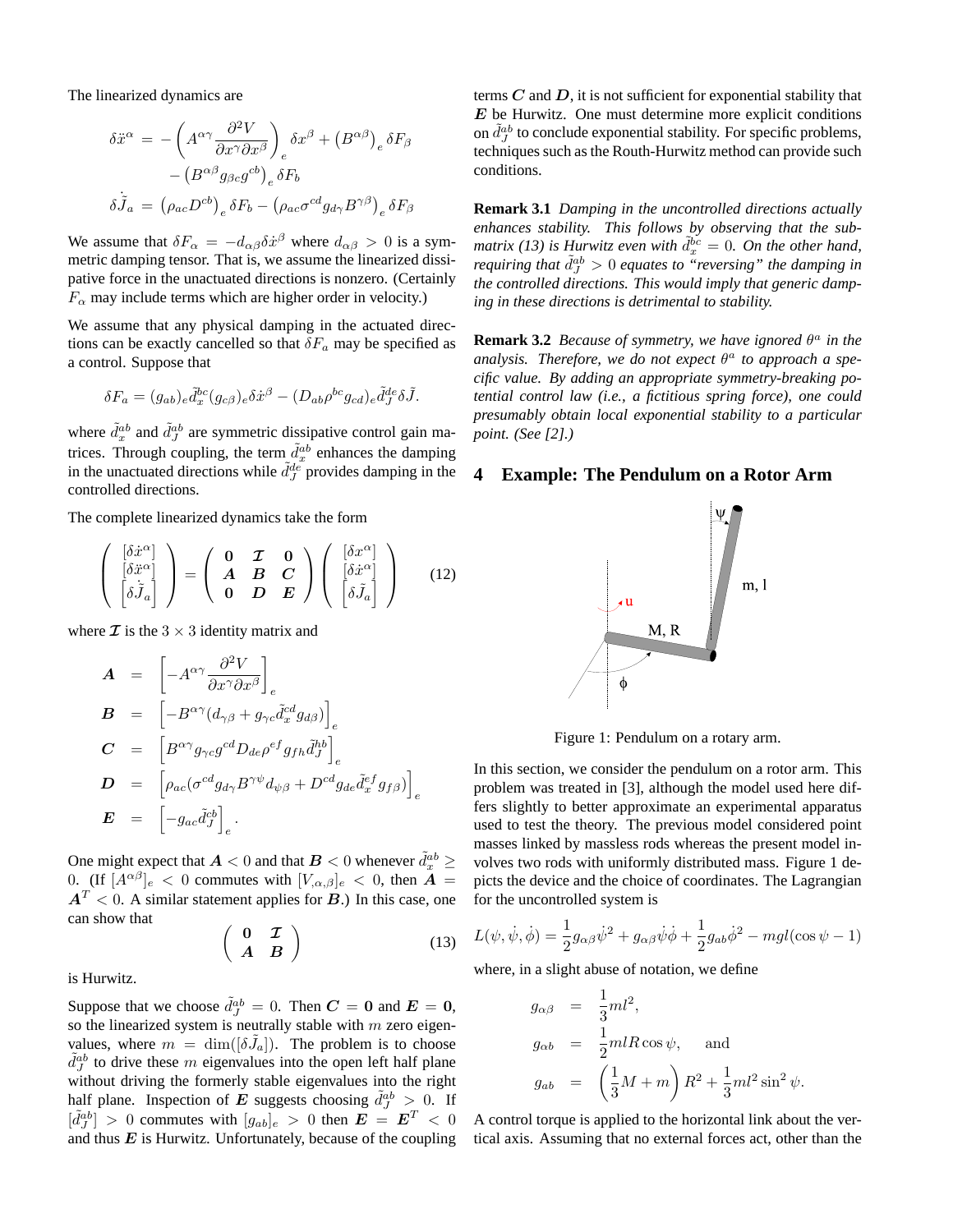The linearized dynamics are

$$\delta\ddot{x}^\alpha = -\left(A^{\alpha\gamma}\frac{\partial^2 V}{\partial x^\gamma \partial x^\beta}\right)_e \delta x^\beta + \left(B^{\alpha\beta}\right)_e \delta F_\beta - \left(B^{\alpha\beta} g_{\beta c} g^{cb}\right)_e \delta F_b$$

$$\delta\dot{\tilde{J}}_a = \left(\rho_{ac} D^{cb}\right)_e \delta F_b - \left(\rho_{ac}\sigma^{cd} g_{d\gamma} B^{\gamma\beta}\right)_e \delta F_\beta$$

We assume that $\delta F_\alpha = -d_{\alpha\beta}\delta\dot{x}^\beta$ where $d_{\alpha\beta} > 0$ is a symmetric damping tensor. That is, we assume the linearized dissipative force in the unactuated directions is nonzero. (Certainly $F_\alpha$ may include terms which are higher order in velocity.)

We assume that any physical damping in the actuated directions can be exactly cancelled so that $\delta F_a$ may be specified as a control. Suppose that

$$\delta F_a = (g_{ab})_e \tilde{d}_x^{bc} (g_{c\beta})_e \delta\dot{x}^\beta - (D_{ab}\rho^{bc} g_{cd})_e \tilde{d}_J^{de} \delta\tilde{J}.$$

where $\tilde{d}_x^{ab}$ and $\tilde{d}_J^{ab}$ are symmetric dissipative control gain matrices. Through coupling, the term $\tilde{d}_x^{ab}$ enhances the damping in the unactuated directions while $\tilde{d}_J^{de}$ provides damping in the controlled directions.

The complete linearized dynamics take the form

$$\begin{pmatrix} [\delta\dot{x}^\alpha] \\ [\delta\ddot{x}^\alpha] \\ [\delta\dot{\tilde{J}}_a] \end{pmatrix} = \begin{pmatrix} \mathbf{0} & \boldsymbol{\mathcal{I}} & \mathbf{0} \\ \boldsymbol{A} & \boldsymbol{B} & \boldsymbol{C} \\ \mathbf{0} & \boldsymbol{D} & \boldsymbol{E} \end{pmatrix} \begin{pmatrix} [\delta x^\alpha] \\ [\delta\dot{x}^\alpha] \\ [\delta\tilde{J}_a] \end{pmatrix} \tag{12}$$

where $\boldsymbol{\mathcal{I}}$ is the $3 \times 3$ identity matrix and

$$\begin{aligned}
\boldsymbol{A} &= \left[-A^{\alpha\gamma}\frac{\partial^2 V}{\partial x^\gamma \partial x^\beta}\right]_e \\
\boldsymbol{B} &= \left[-B^{\alpha\gamma}(d_{\gamma\beta} + g_{\gamma c}\tilde{d}_x^{cd} g_{d\beta})\right]_e \\
\boldsymbol{C} &= \left[B^{\alpha\gamma} g_{\gamma c} g^{cd} D_{de} \rho^{ef} g_{fh} \tilde{d}_J^{hb}\right]_e \\
\boldsymbol{D} &= \left[\rho_{ac}(\sigma^{cd} g_{d\gamma} B^{\gamma\psi} d_{\psi\beta} + D^{cd} g_{de} \tilde{d}_x^{ef} g_{f\beta})\right]_e \\
\boldsymbol{E} &= \left[-g_{ac}\tilde{d}_J^{cb}\right]_e.
\end{aligned}$$

One might expect that $\boldsymbol{A} < 0$ and that $\boldsymbol{B} < 0$ whenever $\tilde{d}_x^{ab} \geq 0$. (If $[A^{\alpha\beta}]_e < 0$ commutes with $[V_{,\alpha,\beta}]_e < 0$, then $\boldsymbol{A} = \boldsymbol{A}^T < 0$. A similar statement applies for $\boldsymbol{B}$.) In this case, one can show that

$$\begin{pmatrix} \mathbf{0} & \boldsymbol{\mathcal{I}} \\ \boldsymbol{A} & \boldsymbol{B} \end{pmatrix} \tag{13}$$

is Hurwitz.

Suppose that we choose $\tilde{d}_J^{ab} = 0$. Then $\boldsymbol{C} = \mathbf{0}$ and $\boldsymbol{E} = \mathbf{0}$, so the linearized system is neutrally stable with $m$ zero eigenvalues, where $m = \dim([\delta\tilde{J}_a])$. The problem is to choose $\tilde{d}_J^{ab}$ to drive these $m$ eigenvalues into the open left half plane without driving the formerly stable eigenvalues into the right half plane. Inspection of $\boldsymbol{E}$ suggests choosing $\tilde{d}_J^{ab} > 0$. If $[\tilde{d}_J^{ab}] > 0$ commutes with $[g_{ab}]_e > 0$ then $\boldsymbol{E} = \boldsymbol{E}^T < 0$ and thus $\boldsymbol{E}$ is Hurwitz. Unfortunately, because of the coupling terms $\boldsymbol{C}$ and $\boldsymbol{D}$, it is not sufficient for exponential stability that $\boldsymbol{E}$ be Hurwitz. One must determine more explicit conditions on $\tilde{d}_J^{ab}$ to conclude exponential stability. For specific problems, techniques such as the Routh-Hurwitz method can provide such conditions.

**Remark 3.1** *Damping in the uncontrolled directions actually enhances stability. This follows by observing that the submatrix (13) is Hurwitz even with $\tilde{d}_x^{bc} = 0$. On the other hand, requiring that $\tilde{d}_J^{ab} > 0$ equates to "reversing" the damping in the controlled directions. This would imply that generic damping in these directions is detrimental to stability.*

**Remark 3.2** *Because of symmetry, we have ignored $\theta^a$ in the analysis. Therefore, we do not expect $\theta^a$ to approach a specific value. By adding an appropriate symmetry-breaking potential control law (i.e., a fictitious spring force), one could presumably obtain local exponential stability to a particular point. (See [2].)*

## 4 Example: The Pendulum on a Rotor Arm

ψ

m, l

u

M, R

ϕ

Figure 1: Pendulum on a rotary arm.

In this section, we consider the pendulum on a rotor arm. This problem was treated in [3], although the model used here differs slightly to better approximate an experimental apparatus used to test the theory. The previous model considered point masses linked by massless rods whereas the present model involves two rods with uniformly distributed mass. Figure 1 depicts the device and the choice of coordinates. The Lagrangian for the uncontrolled system is

$$L(\psi, \dot{\psi}, \dot{\phi}) = \frac{1}{2} g_{\alpha\beta}\dot{\psi}^2 + g_{\alpha\beta}\dot{\psi}\dot{\phi} + \frac{1}{2} g_{ab}\dot{\phi}^2 - mgl(\cos\psi - 1)$$

where, in a slight abuse of notation, we define

$$\begin{aligned}
g_{\alpha\beta} &= \frac{1}{3} m l^2, \\
g_{\alpha b} &= \frac{1}{2} m l R \cos\psi, \quad \text{and} \\
g_{ab} &= \left(\frac{1}{3} M + m\right) R^2 + \frac{1}{3} m l^2 \sin^2\psi.
\end{aligned}$$

A control torque is applied to the horizontal link about the vertical axis. Assuming that no external forces act, other than the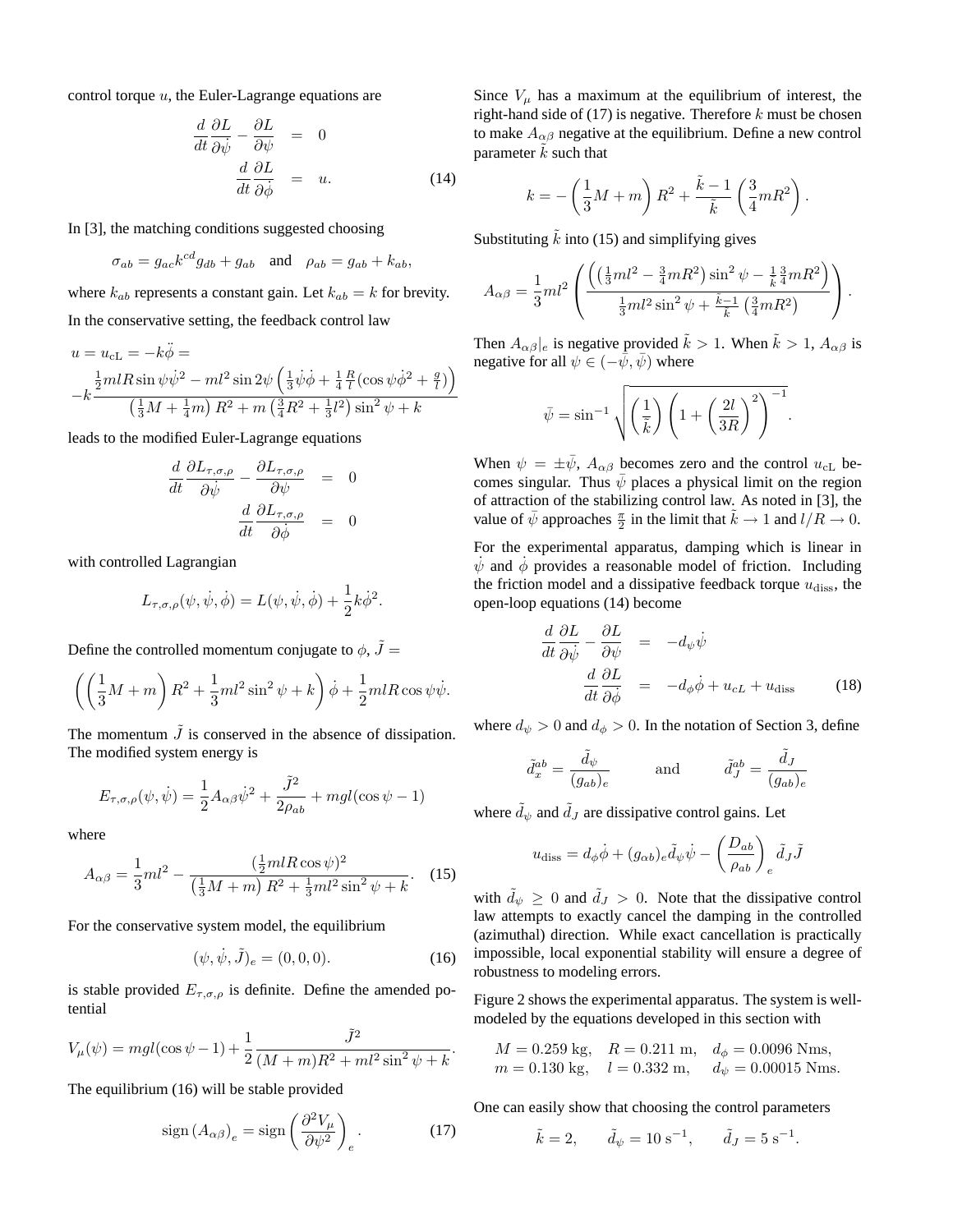control torque $u$, the Euler-Lagrange equations are

$$
\begin{aligned}
\frac{d}{dt}\frac{\partial L}{\partial \dot{\psi}} - \frac{\partial L}{\partial \psi} &= 0 \\
\frac{d}{dt}\frac{\partial L}{\partial \dot{\phi}} &= u. 
\end{aligned} \tag{14}
$$

In [3], the matching conditions suggested choosing

$$
\sigma_{ab} = g_{ac}k^{cd}g_{db} + g_{ab} \quad \text{and} \quad \rho_{ab} = g_{ab} + k_{ab},
$$

where $k_{ab}$ represents a constant gain. Let $k_{ab} = k$ for brevity. In the conservative setting, the feedback control law

$$
u = u_{\mathrm{cL}} = -k\ddot{\phi} = 
-k\frac{\frac{1}{2}mlR\sin\psi\dot{\psi}^2 - ml^2\sin 2\psi\left(\frac{1}{3}\dot{\psi}\dot{\phi} + \frac{1}{4}\frac{R}{l}(\cos\psi\dot{\phi}^2 + \frac{g}{l})\right)}{\left(\frac{1}{3}M + \frac{1}{4}m\right)R^2 + m\left(\frac{3}{4}R^2 + \frac{1}{3}l^2\right)\sin^2\psi + k}
$$

leads to the modified Euler-Lagrange equations

$$
\begin{aligned}
\frac{d}{dt}\frac{\partial L_{\tau,\sigma,\rho}}{\partial \dot{\psi}} - \frac{\partial L_{\tau,\sigma,\rho}}{\partial \psi} &= 0 \\
\frac{d}{dt}\frac{\partial L_{\tau,\sigma,\rho}}{\partial \dot{\phi}} &= 0
\end{aligned}
$$

with controlled Lagrangian

$$
L_{\tau,\sigma,\rho}(\psi,\dot{\psi},\dot{\phi}) = L(\psi,\dot{\psi},\dot{\phi}) + \frac{1}{2}k\dot{\phi}^2.
$$

Define the controlled momentum conjugate to $\phi$, $\tilde{J} =$

$$
\left(\left(\frac{1}{3}M + m\right)R^2 + \frac{1}{3}ml^2\sin^2\psi + k\right)\dot{\phi} + \frac{1}{2}mlR\cos\psi\dot{\psi}.
$$

The momentum $\tilde{J}$ is conserved in the absence of dissipation. The modified system energy is

$$
E_{\tau,\sigma,\rho}(\psi,\dot{\psi}) = \frac{1}{2}A_{\alpha\beta}\dot{\psi}^2 + \frac{\tilde{J}^2}{2\rho_{ab}} + mgl(\cos\psi - 1)
$$

where

$$
A_{\alpha\beta} = \frac{1}{3}ml^2 - \frac{(\frac{1}{2}mlR\cos\psi)^2}{\left(\frac{1}{3}M + m\right)R^2 + \frac{1}{3}ml^2\sin^2\psi + k}. \tag{15}
$$

For the conservative system model, the equilibrium

$$
(\psi,\dot{\psi},\tilde{J})_e = (0,0,0). \tag{16}
$$

is stable provided $E_{\tau,\sigma,\rho}$ is definite. Define the amended potential

$$
V_\mu(\psi) = mgl(\cos\psi - 1) + \frac{1}{2}\frac{\tilde{J}^2}{(M+m)R^2 + ml^2\sin^2\psi + k}.
$$

The equilibrium (16) will be stable provided

$$
\operatorname{sign}\left(A_{\alpha\beta}\right)_e = \operatorname{sign}\left(\frac{\partial^2 V_\mu}{\partial \psi^2}\right)_e. \tag{17}
$$

Since $V_\mu$ has a maximum at the equilibrium of interest, the right-hand side of (17) is negative. Therefore $k$ must be chosen to make $A_{\alpha\beta}$ negative at the equilibrium. Define a new control parameter $\tilde{k}$ such that

$$
k = -\left(\frac{1}{3}M + m\right)R^2 + \frac{\tilde{k}-1}{\tilde{k}}\left(\frac{3}{4}mR^2\right).
$$

Substituting $\tilde{k}$ into (15) and simplifying gives

$$
A_{\alpha\beta} = \frac{1}{3}ml^2\left(\frac{\left(\left(\frac{1}{3}ml^2 - \frac{3}{4}mR^2\right)\sin^2\psi - \frac{1}{\tilde{k}}\frac{3}{4}mR^2\right)}{\frac{1}{3}ml^2\sin^2\psi + \frac{\tilde{k}-1}{\tilde{k}}\left(\frac{3}{4}mR^2\right)}\right).
$$

Then $A_{\alpha\beta}|_e$ is negative provided $\tilde{k} > 1$. When $\tilde{k} > 1$, $A_{\alpha\beta}$ is negative for all $\psi \in (-\bar{\psi},\bar{\psi})$ where

$$
\bar{\psi} = \sin^{-1}\sqrt{\left(\frac{1}{\tilde{k}}\right)\left(1 + \left(\frac{2l}{3R}\right)^2\right)^{-1}}.
$$

When $\psi = \pm\bar{\psi}$, $A_{\alpha\beta}$ becomes zero and the control $u_{\mathrm{cL}}$ becomes singular. Thus $\bar{\psi}$ places a physical limit on the region of attraction of the stabilizing control law. As noted in [3], the value of $\bar{\psi}$ approaches $\frac{\pi}{2}$ in the limit that $\tilde{k} \to 1$ and $l/R \to 0$.

For the experimental apparatus, damping which is linear in $\dot{\psi}$ and $\dot{\phi}$ provides a reasonable model of friction. Including the friction model and a dissipative feedback torque $u_{\mathrm{diss}}$, the open-loop equations (14) become

$$
\begin{aligned}
\frac{d}{dt}\frac{\partial L}{\partial \dot{\psi}} - \frac{\partial L}{\partial \psi} &= -d_\psi\dot{\psi} \\
\frac{d}{dt}\frac{\partial L}{\partial \dot{\phi}} &= -d_\phi\dot{\phi} + u_{cL} + u_{\mathrm{diss}}
\end{aligned} \tag{18}
$$

where $d_\psi > 0$ and $d_\phi > 0$. In the notation of Section 3, define

$$
\tilde{d}_x^{ab} = \frac{\tilde{d}_\psi}{(g_{ab})_e} \qquad \text{and} \qquad \tilde{d}_J^{ab} = \frac{\tilde{d}_J}{(g_{ab})_e}
$$

where $\tilde{d}_\psi$ and $\tilde{d}_J$ are dissipative control gains. Let

$$
u_{\mathrm{diss}} = d_\phi\dot{\phi} + (g_{\alpha b})_e\tilde{d}_\psi\dot{\psi} - \left(\frac{D_{ab}}{\rho_{ab}}\right)_e\tilde{d}_J\tilde{J}
$$

with $\tilde{d}_\psi \geq 0$ and $\tilde{d}_J > 0$. Note that the dissipative control law attempts to exactly cancel the damping in the controlled (azimuthal) direction. While exact cancellation is practically impossible, local exponential stability will ensure a degree of robustness to modeling errors.

Figure 2 shows the experimental apparatus. The system is well-modeled by the equations developed in this section with

$$
\begin{aligned}
M &= 0.259 \text{ kg}, \quad R = 0.211 \text{ m}, \quad d_\phi = 0.0096 \text{ Nms}, \\
m &= 0.130 \text{ kg}, \quad l = 0.332 \text{ m}, \quad d_\psi = 0.00015 \text{ Nms}.
\end{aligned}
$$

One can easily show that choosing the control parameters

$$
\tilde{k} = 2, \qquad \tilde{d}_\psi = 10 \text{ s}^{-1}, \qquad \tilde{d}_J = 5 \text{ s}^{-1}.
$$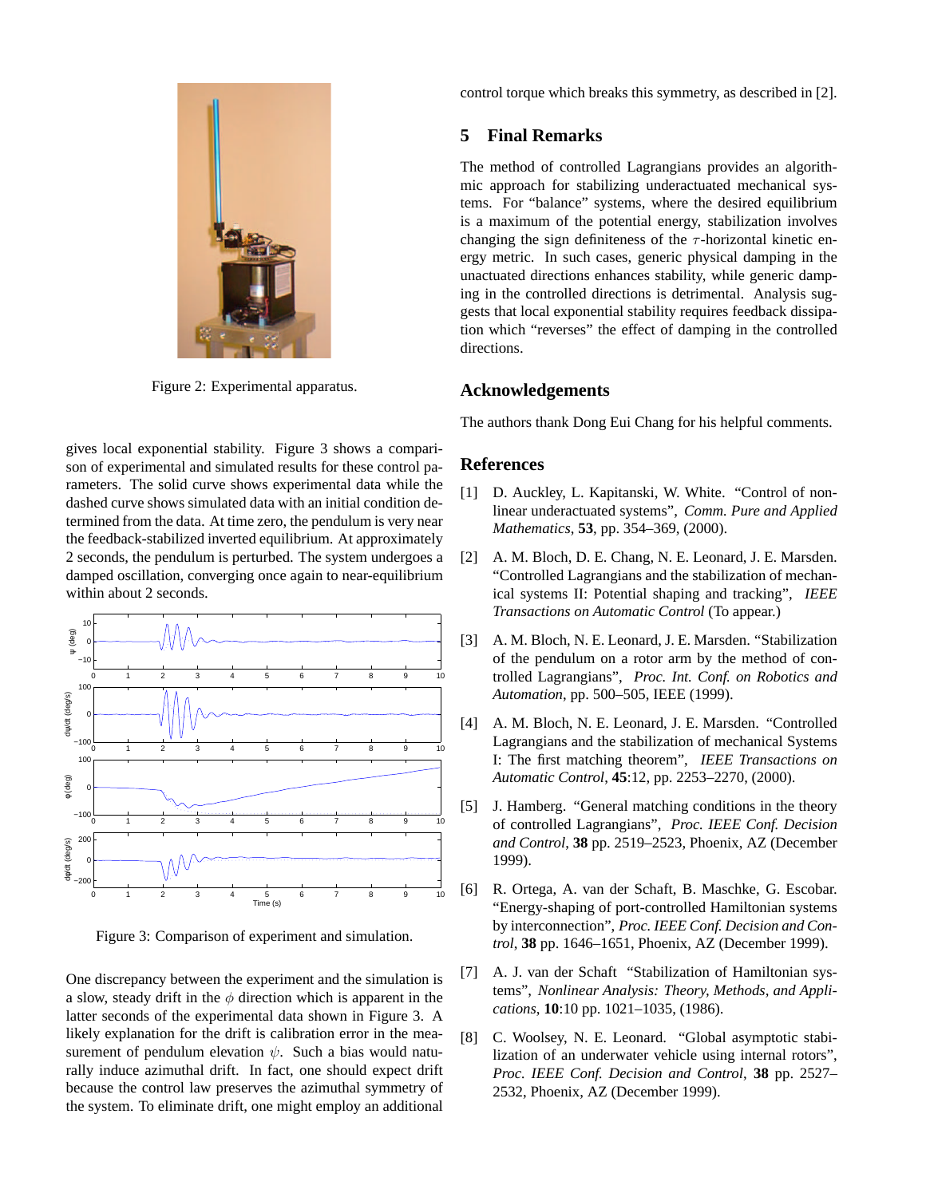Figure 2: Experimental apparatus.

gives local exponential stability. Figure 3 shows a comparison of experimental and simulated results for these control parameters. The solid curve shows experimental data while the dashed curve shows simulated data with an initial condition determined from the data. At time zero, the pendulum is very near the feedback-stabilized inverted equilibrium. At approximately 2 seconds, the pendulum is perturbed. The system undergoes a damped oscillation, converging once again to near-equilibrium within about 2 seconds.

ψ (deg)
10
0
−10
0 1 2 3 4 5 6 7 8 9 10

dψ/dt (deg/s)
100
0
−100
0 1 2 3 4 5 6 7 8 9 10

φ (deg)
100
0
−100
0 1 2 3 4 5 6 7 8 9 10

dφ/dt (deg/s)
200
0
−200
0 1 2 3 4 5 6 7 8 9 10
Time (s)

Figure 3: Comparison of experiment and simulation.

One discrepancy between the experiment and the simulation is a slow, steady drift in the $\phi$ direction which is apparent in the latter seconds of the experimental data shown in Figure 3. A likely explanation for the drift is calibration error in the measurement of pendulum elevation $\psi$. Such a bias would naturally induce azimuthal drift. In fact, one should expect drift because the control law preserves the azimuthal symmetry of the system. To eliminate drift, one might employ an additional control torque which breaks this symmetry, as described in [2].

## 5 Final Remarks

The method of controlled Lagrangians provides an algorithmic approach for stabilizing underactuated mechanical systems. For "balance" systems, where the desired equilibrium is a maximum of the potential energy, stabilization involves changing the sign definiteness of the $\tau$-horizontal kinetic energy metric. In such cases, generic physical damping in the unactuated directions enhances stability, while generic damping in the controlled directions is detrimental. Analysis suggests that local exponential stability requires feedback dissipation which "reverses" the effect of damping in the controlled directions.

## Acknowledgements

The authors thank Dong Eui Chang for his helpful comments.

## References

[1] D. Auckley, L. Kapitanski, W. White. "Control of nonlinear underactuated systems", *Comm. Pure and Applied Mathematics*, **53**, pp. 354–369, (2000).

[2] A. M. Bloch, D. E. Chang, N. E. Leonard, J. E. Marsden. "Controlled Lagrangians and the stabilization of mechanical systems II: Potential shaping and tracking", *IEEE Transactions on Automatic Control* (To appear.)

[3] A. M. Bloch, N. E. Leonard, J. E. Marsden. "Stabilization of the pendulum on a rotor arm by the method of controlled Lagrangians", *Proc. Int. Conf. on Robotics and Automation*, pp. 500–505, IEEE (1999).

[4] A. M. Bloch, N. E. Leonard, J. E. Marsden. "Controlled Lagrangians and the stabilization of mechanical Systems I: The first matching theorem", *IEEE Transactions on Automatic Control*, **45**:12, pp. 2253–2270, (2000).

[5] J. Hamberg. "General matching conditions in the theory of controlled Lagrangians", *Proc. IEEE Conf. Decision and Control*, **38** pp. 2519–2523, Phoenix, AZ (December 1999).

[6] R. Ortega, A. van der Schaft, B. Maschke, G. Escobar. "Energy-shaping of port-controlled Hamiltonian systems by interconnection", *Proc. IEEE Conf. Decision and Control*, **38** pp. 1646–1651, Phoenix, AZ (December 1999).

[7] A. J. van der Schaft "Stabilization of Hamiltonian systems", *Nonlinear Analysis: Theory, Methods, and Applications*, **10**:10 pp. 1021–1035, (1986).

[8] C. Woolsey, N. E. Leonard. "Global asymptotic stabilization of an underwater vehicle using internal rotors", *Proc. IEEE Conf. Decision and Control*, **38** pp. 2527–2532, Phoenix, AZ (December 1999).